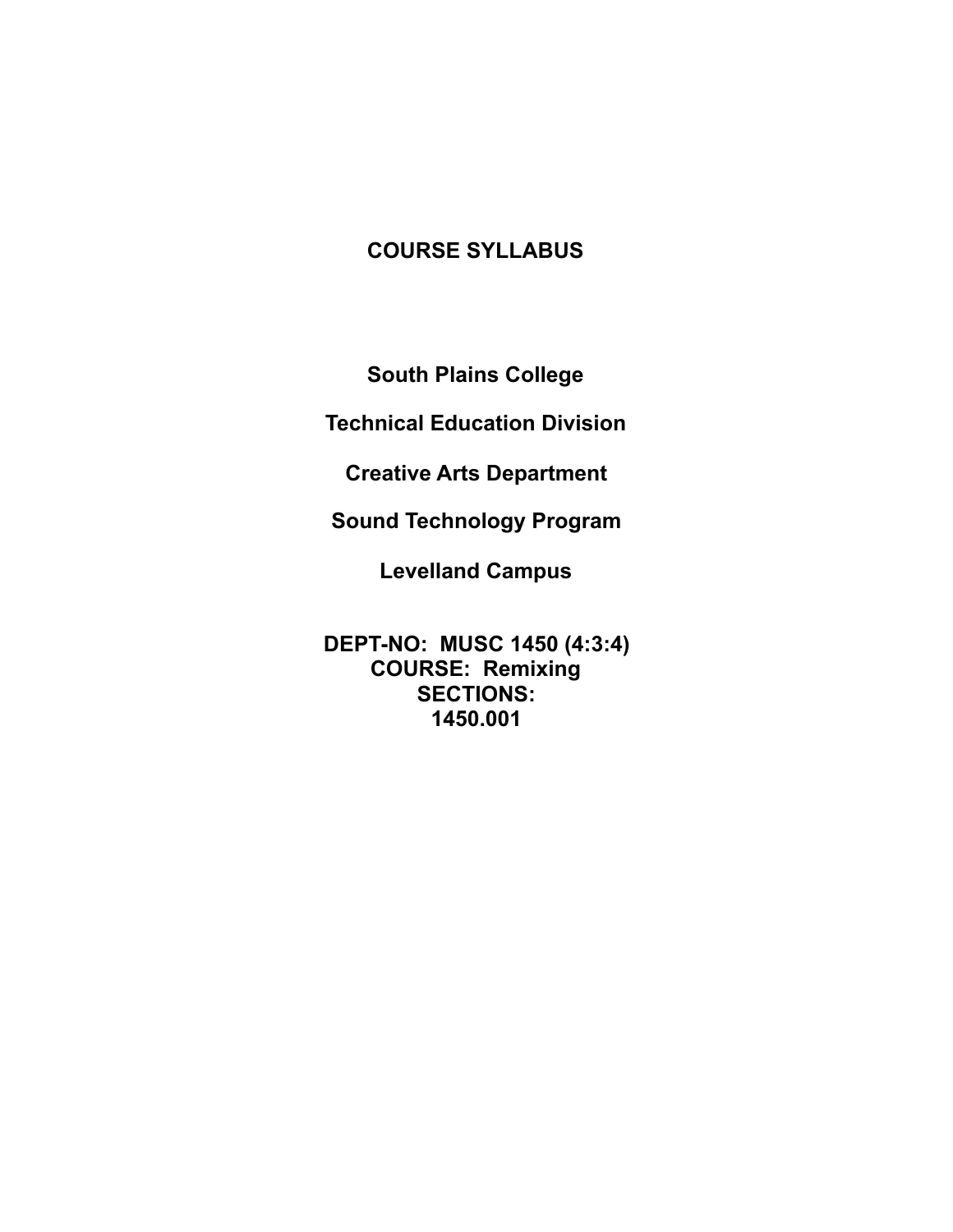# COURSE SYLLABUS

**South Plains College**

**Technical Education Division**

**Creative Arts Department**

**Sound Technology Program**

**Levelland Campus**

**DEPT-NO: MUSC 1450 (4:3:4)**
**COURSE: Remixing**
**SECTIONS:**
**1450.001**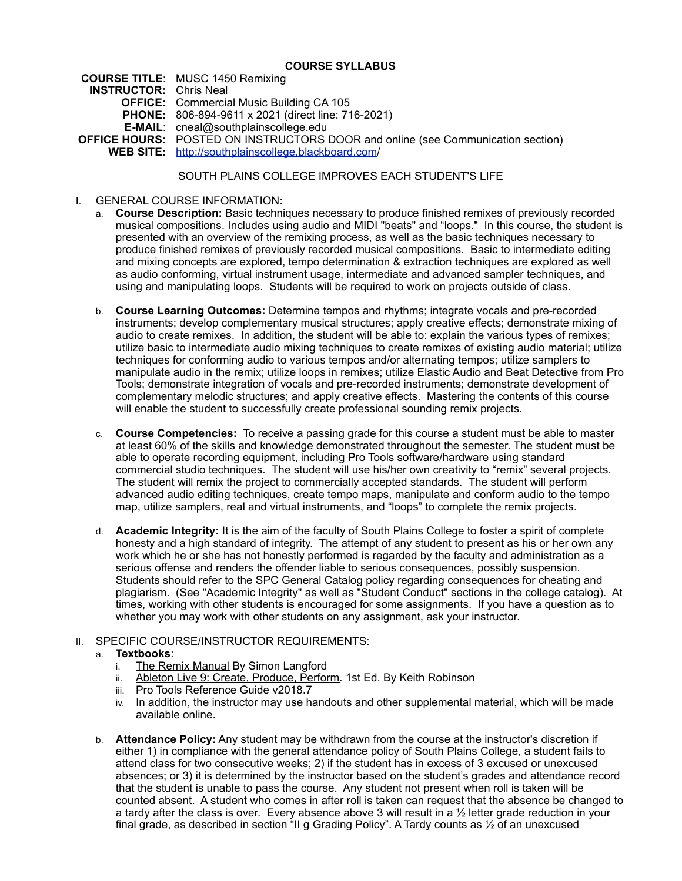# COURSE SYLLABUS

**COURSE TITLE**: MUSC 1450 Remixing
**INSTRUCTOR:** Chris Neal
**OFFICE:** Commercial Music Building CA 105
**PHONE:** 806-894-9611 x 2021 (direct line: 716-2021)
**E-MAIL**: cneal@southplainscollege.edu
**OFFICE HOURS:** POSTED ON INSTRUCTORS DOOR and online (see Communication section)
**WEB SITE:** [http://southplainscollege.blackboard.com/](http://southplainscollege.blackboard.com/)

SOUTH PLAINS COLLEGE IMPROVES EACH STUDENT'S LIFE

I. GENERAL COURSE INFORMATION**:**

a. **Course Description:** Basic techniques necessary to produce finished remixes of previously recorded musical compositions. Includes using audio and MIDI "beats" and "loops." In this course, the student is presented with an overview of the remixing process, as well as the basic techniques necessary to produce finished remixes of previously recorded musical compositions. Basic to intermediate editing and mixing concepts are explored, tempo determination & extraction techniques are explored as well as audio conforming, virtual instrument usage, intermediate and advanced sampler techniques, and using and manipulating loops. Students will be required to work on projects outside of class.

b. **Course Learning Outcomes:** Determine tempos and rhythms; integrate vocals and pre-recorded instruments; develop complementary musical structures; apply creative effects; demonstrate mixing of audio to create remixes. In addition, the student will be able to: explain the various types of remixes; utilize basic to intermediate audio mixing techniques to create remixes of existing audio material; utilize techniques for conforming audio to various tempos and/or alternating tempos; utilize samplers to manipulate audio in the remix; utilize loops in remixes; utilize Elastic Audio and Beat Detective from Pro Tools; demonstrate integration of vocals and pre-recorded instruments; demonstrate development of complementary melodic structures; and apply creative effects. Mastering the contents of this course will enable the student to successfully create professional sounding remix projects.

c. **Course Competencies:** To receive a passing grade for this course a student must be able to master at least 60% of the skills and knowledge demonstrated throughout the semester. The student must be able to operate recording equipment, including Pro Tools software/hardware using standard commercial studio techniques. The student will use his/her own creativity to "remix" several projects. The student will remix the project to commercially accepted standards. The student will perform advanced audio editing techniques, create tempo maps, manipulate and conform audio to the tempo map, utilize samplers, real and virtual instruments, and "loops" to complete the remix projects.

d. **Academic Integrity:** It is the aim of the faculty of South Plains College to foster a spirit of complete honesty and a high standard of integrity. The attempt of any student to present as his or her own any work which he or she has not honestly performed is regarded by the faculty and administration as a serious offense and renders the offender liable to serious consequences, possibly suspension. Students should refer to the SPC General Catalog policy regarding consequences for cheating and plagiarism. (See "Academic Integrity" as well as "Student Conduct" sections in the college catalog). At times, working with other students is encouraged for some assignments. If you have a question as to whether you may work with other students on any assignment, ask your instructor.

II. SPECIFIC COURSE/INSTRUCTOR REQUIREMENTS:

a. **Textbooks**:
   i. The Remix Manual By Simon Langford
   ii. Ableton Live 9: Create, Produce, Perform. 1st Ed. By Keith Robinson
   iii. Pro Tools Reference Guide v2018.7
   iv. In addition, the instructor may use handouts and other supplemental material, which will be made available online.

b. **Attendance Policy:** Any student may be withdrawn from the course at the instructor's discretion if either 1) in compliance with the general attendance policy of South Plains College, a student fails to attend class for two consecutive weeks; 2) if the student has in excess of 3 excused or unexcused absences; or 3) it is determined by the instructor based on the student's grades and attendance record that the student is unable to pass the course. Any student not present when roll is taken will be counted absent. A student who comes in after roll is taken can request that the absence be changed to a tardy after the class is over. Every absence above 3 will result in a ½ letter grade reduction in your final grade, as described in section "II g Grading Policy". A Tardy counts as ½ of an unexcused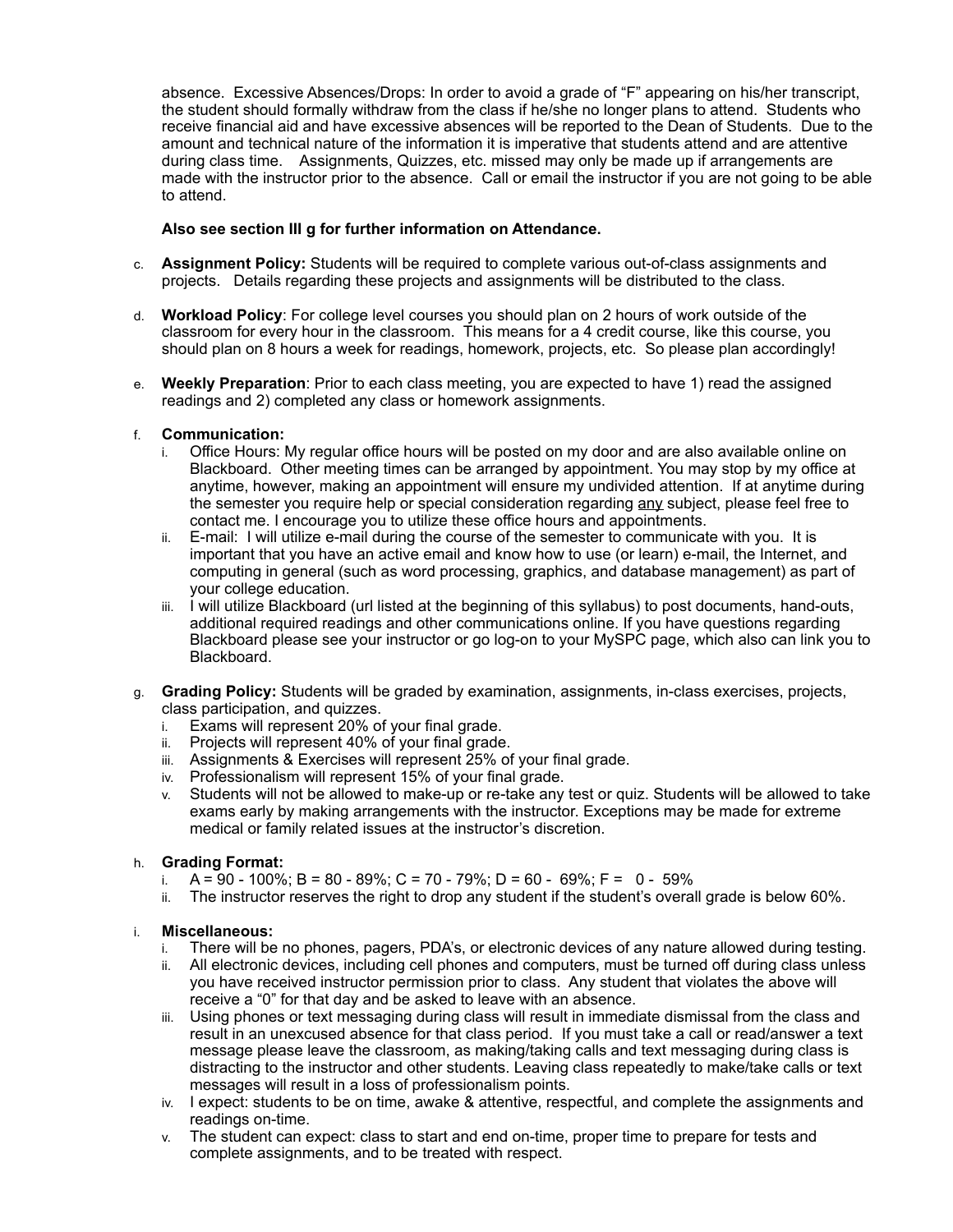absence. Excessive Absences/Drops: In order to avoid a grade of "F" appearing on his/her transcript, the student should formally withdraw from the class if he/she no longer plans to attend. Students who receive financial aid and have excessive absences will be reported to the Dean of Students. Due to the amount and technical nature of the information it is imperative that students attend and are attentive during class time. Assignments, Quizzes, etc. missed may only be made up if arrangements are made with the instructor prior to the absence. Call or email the instructor if you are not going to be able to attend.

**Also see section III g for further information on Attendance.**

c. **Assignment Policy:** Students will be required to complete various out-of-class assignments and projects. Details regarding these projects and assignments will be distributed to the class.

d. **Workload Policy**: For college level courses you should plan on 2 hours of work outside of the classroom for every hour in the classroom. This means for a 4 credit course, like this course, you should plan on 8 hours a week for readings, homework, projects, etc. So please plan accordingly!

e. **Weekly Preparation**: Prior to each class meeting, you are expected to have 1) read the assigned readings and 2) completed any class or homework assignments.

f. **Communication:**
   i. Office Hours: My regular office hours will be posted on my door and are also available online on Blackboard. Other meeting times can be arranged by appointment. You may stop by my office at anytime, however, making an appointment will ensure my undivided attention. If at anytime during the semester you require help or special consideration regarding <u>any</u> subject, please feel free to contact me. I encourage you to utilize these office hours and appointments.
   ii. E-mail: I will utilize e-mail during the course of the semester to communicate with you. It is important that you have an active email and know how to use (or learn) e-mail, the Internet, and computing in general (such as word processing, graphics, and database management) as part of your college education.
   iii. I will utilize Blackboard (url listed at the beginning of this syllabus) to post documents, hand-outs, additional required readings and other communications online. If you have questions regarding Blackboard please see your instructor or go log-on to your MySPC page, which also can link you to Blackboard.

g. **Grading Policy:** Students will be graded by examination, assignments, in-class exercises, projects, class participation, and quizzes.
   i. Exams will represent 20% of your final grade.
   ii. Projects will represent 40% of your final grade.
   iii. Assignments & Exercises will represent 25% of your final grade.
   iv. Professionalism will represent 15% of your final grade.
   v. Students will not be allowed to make-up or re-take any test or quiz. Students will be allowed to take exams early by making arrangements with the instructor. Exceptions may be made for extreme medical or family related issues at the instructor's discretion.

h. **Grading Format:**
   i. A = 90 - 100%; B = 80 - 89%; C = 70 - 79%; D = 60 - 69%; F = 0 - 59%
   ii. The instructor reserves the right to drop any student if the student's overall grade is below 60%.

i. **Miscellaneous:**
   i. There will be no phones, pagers, PDA's, or electronic devices of any nature allowed during testing.
   ii. All electronic devices, including cell phones and computers, must be turned off during class unless you have received instructor permission prior to class. Any student that violates the above will receive a "0" for that day and be asked to leave with an absence.
   iii. Using phones or text messaging during class will result in immediate dismissal from the class and result in an unexcused absence for that class period. If you must take a call or read/answer a text message please leave the classroom, as making/taking calls and text messaging during class is distracting to the instructor and other students. Leaving class repeatedly to make/take calls or text messages will result in a loss of professionalism points.
   iv. I expect: students to be on time, awake & attentive, respectful, and complete the assignments and readings on-time.
   v. The student can expect: class to start and end on-time, proper time to prepare for tests and complete assignments, and to be treated with respect.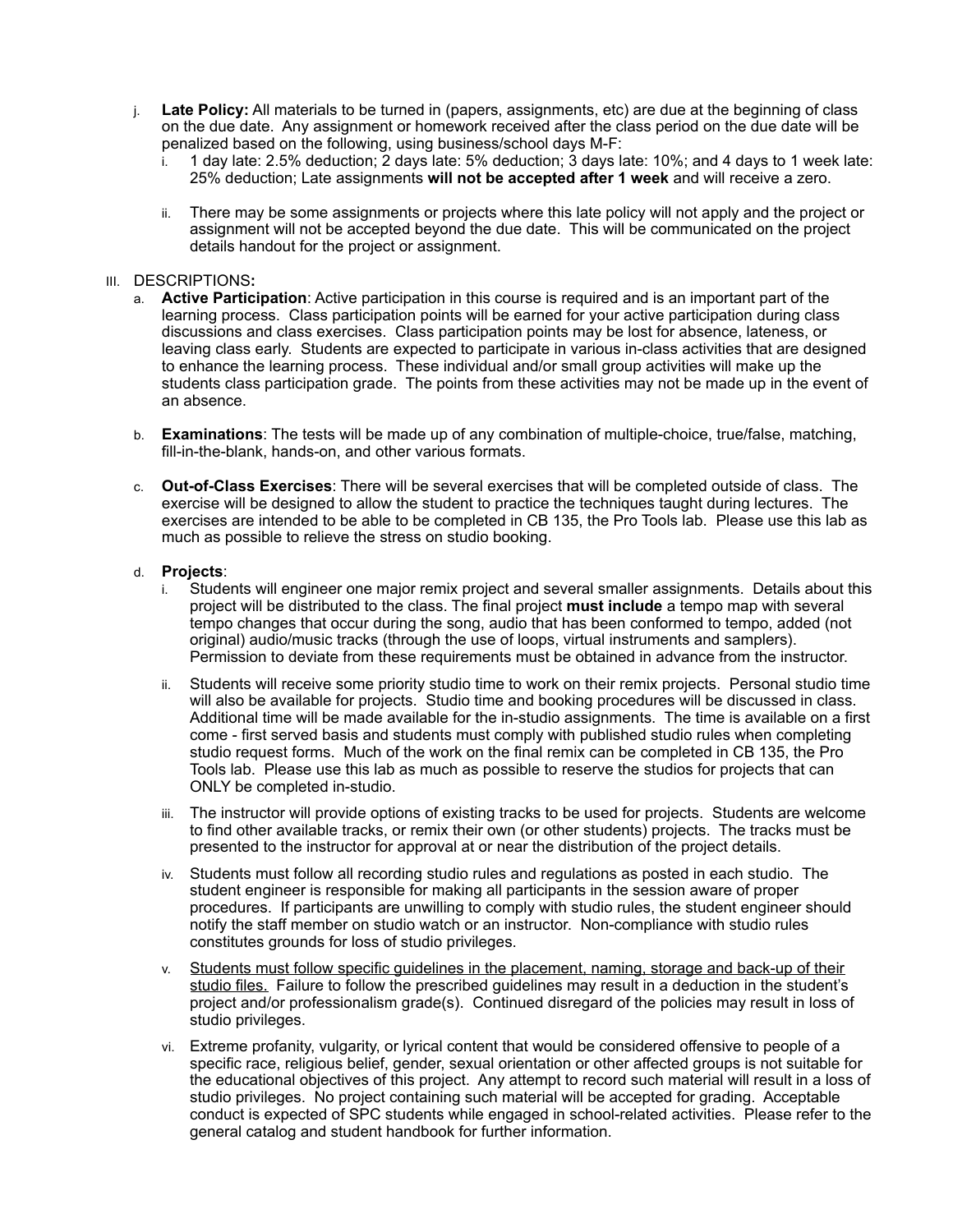j. **Late Policy:** All materials to be turned in (papers, assignments, etc) are due at the beginning of class on the due date. Any assignment or homework received after the class period on the due date will be penalized based on the following, using business/school days M-F:
   i. 1 day late: 2.5% deduction; 2 days late: 5% deduction; 3 days late: 10%; and 4 days to 1 week late: 25% deduction; Late assignments **will not be accepted after 1 week** and will receive a zero.

   ii. There may be some assignments or projects where this late policy will not apply and the project or assignment will not be accepted beyond the due date. This will be communicated on the project details handout for the project or assignment.

III. DESCRIPTIONS**:**

a. **Active Participation**: Active participation in this course is required and is an important part of the learning process. Class participation points will be earned for your active participation during class discussions and class exercises. Class participation points may be lost for absence, lateness, or leaving class early. Students are expected to participate in various in-class activities that are designed to enhance the learning process. These individual and/or small group activities will make up the students class participation grade. The points from these activities may not be made up in the event of an absence.

b. **Examinations**: The tests will be made up of any combination of multiple-choice, true/false, matching, fill-in-the-blank, hands-on, and other various formats.

c. **Out-of-Class Exercises**: There will be several exercises that will be completed outside of class. The exercise will be designed to allow the student to practice the techniques taught during lectures. The exercises are intended to be able to be completed in CB 135, the Pro Tools lab. Please use this lab as much as possible to relieve the stress on studio booking.

d. **Projects**:
   i. Students will engineer one major remix project and several smaller assignments. Details about this project will be distributed to the class. The final project **must include** a tempo map with several tempo changes that occur during the song, audio that has been conformed to tempo, added (not original) audio/music tracks (through the use of loops, virtual instruments and samplers). Permission to deviate from these requirements must be obtained in advance from the instructor.

   ii. Students will receive some priority studio time to work on their remix projects. Personal studio time will also be available for projects. Studio time and booking procedures will be discussed in class. Additional time will be made available for the in-studio assignments. The time is available on a first come - first served basis and students must comply with published studio rules when completing studio request forms. Much of the work on the final remix can be completed in CB 135, the Pro Tools lab. Please use this lab as much as possible to reserve the studios for projects that can ONLY be completed in-studio.

   iii. The instructor will provide options of existing tracks to be used for projects. Students are welcome to find other available tracks, or remix their own (or other students) projects. The tracks must be presented to the instructor for approval at or near the distribution of the project details.

   iv. Students must follow all recording studio rules and regulations as posted in each studio. The student engineer is responsible for making all participants in the session aware of proper procedures. If participants are unwilling to comply with studio rules, the student engineer should notify the staff member on studio watch or an instructor. Non-compliance with studio rules constitutes grounds for loss of studio privileges.

   v. <u>Students must follow specific guidelines in the placement, naming, storage and back-up of their studio files.</u> Failure to follow the prescribed guidelines may result in a deduction in the student's project and/or professionalism grade(s). Continued disregard of the policies may result in loss of studio privileges.

   vi. Extreme profanity, vulgarity, or lyrical content that would be considered offensive to people of a specific race, religious belief, gender, sexual orientation or other affected groups is not suitable for the educational objectives of this project. Any attempt to record such material will result in a loss of studio privileges. No project containing such material will be accepted for grading. Acceptable conduct is expected of SPC students while engaged in school-related activities. Please refer to the general catalog and student handbook for further information.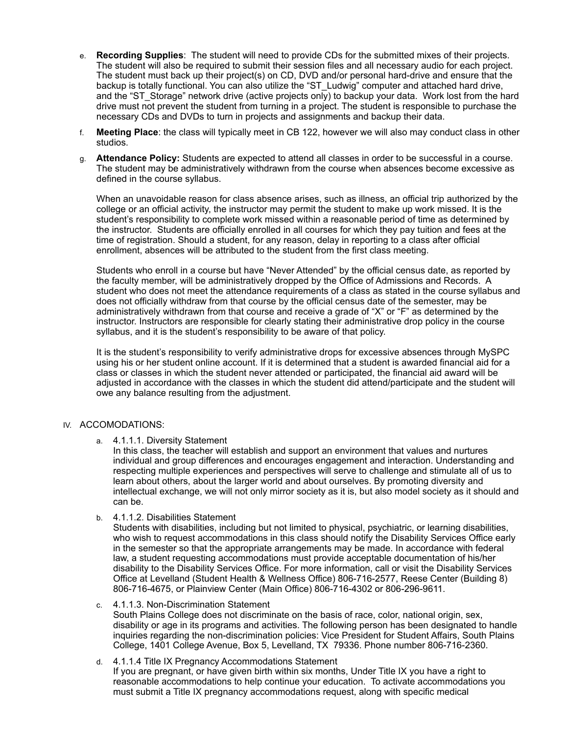e. **Recording Supplies**: The student will need to provide CDs for the submitted mixes of their projects. The student will also be required to submit their session files and all necessary audio for each project. The student must back up their project(s) on CD, DVD and/or personal hard-drive and ensure that the backup is totally functional. You can also utilize the "ST_Ludwig" computer and attached hard drive, and the "ST_Storage" network drive (active projects only) to backup your data. Work lost from the hard drive must not prevent the student from turning in a project. The student is responsible to purchase the necessary CDs and DVDs to turn in projects and assignments and backup their data.

f. **Meeting Place**: the class will typically meet in CB 122, however we will also may conduct class in other studios.

g. **Attendance Policy:** Students are expected to attend all classes in order to be successful in a course. The student may be administratively withdrawn from the course when absences become excessive as defined in the course syllabus.

When an unavoidable reason for class absence arises, such as illness, an official trip authorized by the college or an official activity, the instructor may permit the student to make up work missed. It is the student's responsibility to complete work missed within a reasonable period of time as determined by the instructor. Students are officially enrolled in all courses for which they pay tuition and fees at the time of registration. Should a student, for any reason, delay in reporting to a class after official enrollment, absences will be attributed to the student from the first class meeting.

Students who enroll in a course but have "Never Attended" by the official census date, as reported by the faculty member, will be administratively dropped by the Office of Admissions and Records. A student who does not meet the attendance requirements of a class as stated in the course syllabus and does not officially withdraw from that course by the official census date of the semester, may be administratively withdrawn from that course and receive a grade of "X" or "F" as determined by the instructor. Instructors are responsible for clearly stating their administrative drop policy in the course syllabus, and it is the student's responsibility to be aware of that policy.

It is the student's responsibility to verify administrative drops for excessive absences through MySPC using his or her student online account. If it is determined that a student is awarded financial aid for a class or classes in which the student never attended or participated, the financial aid award will be adjusted in accordance with the classes in which the student did attend/participate and the student will owe any balance resulting from the adjustment.

IV. ACCOMODATIONS:

a. 4.1.1.1. Diversity Statement
In this class, the teacher will establish and support an environment that values and nurtures individual and group differences and encourages engagement and interaction. Understanding and respecting multiple experiences and perspectives will serve to challenge and stimulate all of us to learn about others, about the larger world and about ourselves. By promoting diversity and intellectual exchange, we will not only mirror society as it is, but also model society as it should and can be.

b. 4.1.1.2. Disabilities Statement
Students with disabilities, including but not limited to physical, psychiatric, or learning disabilities, who wish to request accommodations in this class should notify the Disability Services Office early in the semester so that the appropriate arrangements may be made. In accordance with federal law, a student requesting accommodations must provide acceptable documentation of his/her disability to the Disability Services Office. For more information, call or visit the Disability Services Office at Levelland (Student Health & Wellness Office) 806-716-2577, Reese Center (Building 8) 806-716-4675, or Plainview Center (Main Office) 806-716-4302 or 806-296-9611.

c. 4.1.1.3. Non-Discrimination Statement
South Plains College does not discriminate on the basis of race, color, national origin, sex, disability or age in its programs and activities. The following person has been designated to handle inquiries regarding the non-discrimination policies: Vice President for Student Affairs, South Plains College, 1401 College Avenue, Box 5, Levelland, TX 79336. Phone number 806-716-2360.

d. 4.1.1.4 Title IX Pregnancy Accommodations Statement
If you are pregnant, or have given birth within six months, Under Title IX you have a right to reasonable accommodations to help continue your education. To activate accommodations you must submit a Title IX pregnancy accommodations request, along with specific medical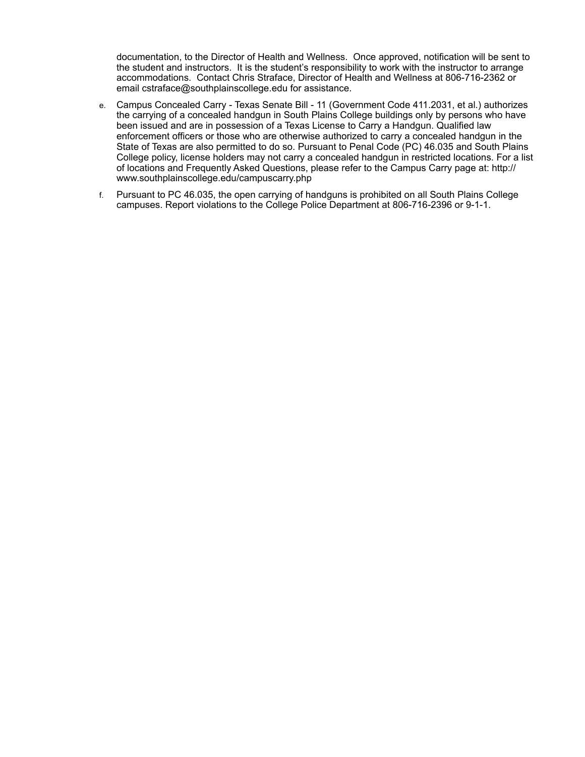documentation, to the Director of Health and Wellness. Once approved, notification will be sent to the student and instructors. It is the student's responsibility to work with the instructor to arrange accommodations. Contact Chris Straface, Director of Health and Wellness at 806-716-2362 or email cstraface@southplainscollege.edu for assistance.

e. Campus Concealed Carry - Texas Senate Bill - 11 (Government Code 411.2031, et al.) authorizes the carrying of a concealed handgun in South Plains College buildings only by persons who have been issued and are in possession of a Texas License to Carry a Handgun. Qualified law enforcement officers or those who are otherwise authorized to carry a concealed handgun in the State of Texas are also permitted to do so. Pursuant to Penal Code (PC) 46.035 and South Plains College policy, license holders may not carry a concealed handgun in restricted locations. For a list of locations and Frequently Asked Questions, please refer to the Campus Carry page at: http://www.southplainscollege.edu/campuscarry.php

f. Pursuant to PC 46.035, the open carrying of handguns is prohibited on all South Plains College campuses. Report violations to the College Police Department at 806-716-2396 or 9-1-1.